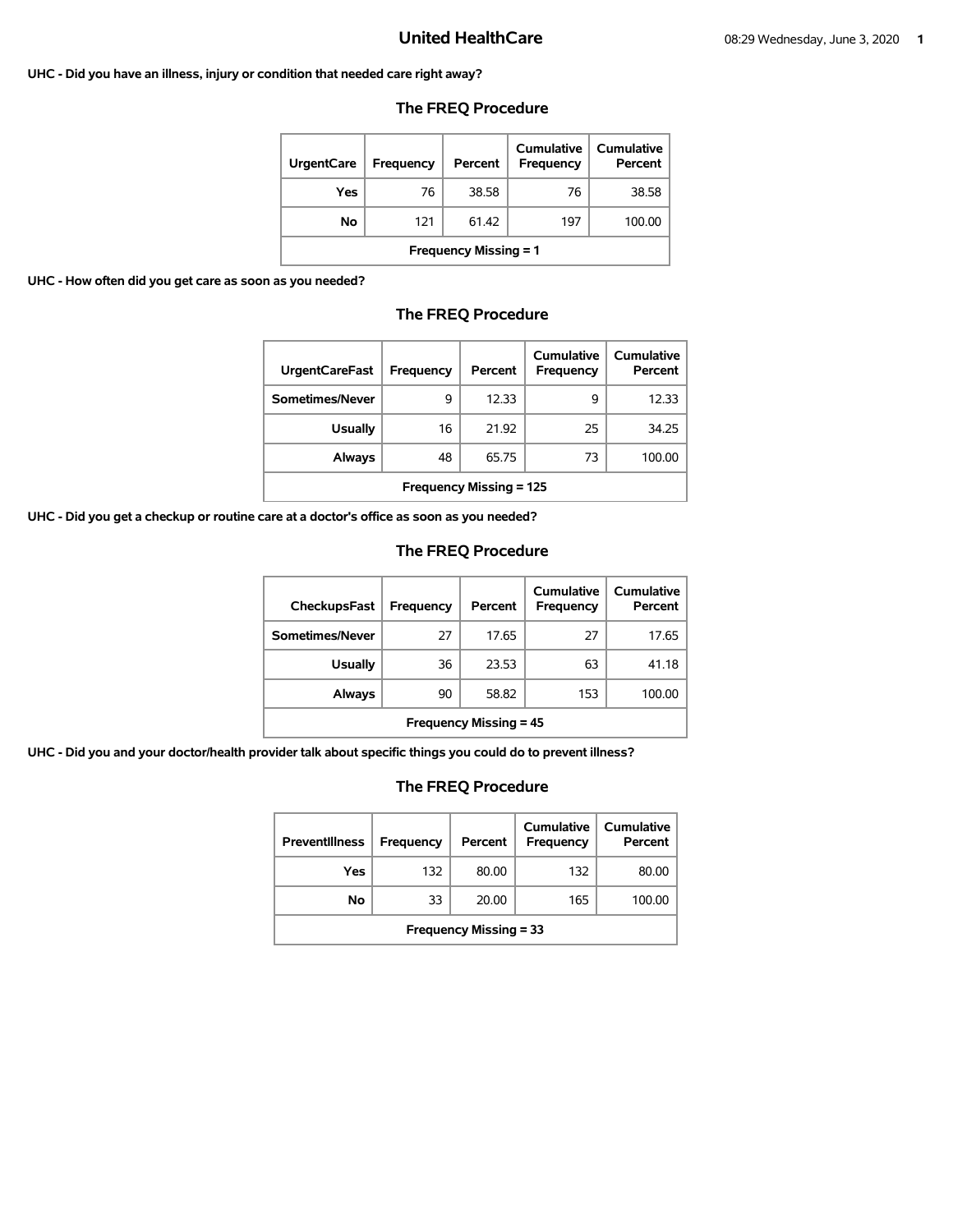# United HealthCare

**UHC - Did you have an illness, injury or condition that needed care right away?**

## The FREQ Procedure

| UrgentCare | Frequency | Percent | Cumulative Frequency | Cumulative Percent |
|---|---|---|---|---|
| Yes | 76 | 38.58 | 76 | 38.58 |
| No | 121 | 61.42 | 197 | 100.00 |
| Frequency Missing = 1 | | | | |

**UHC - How often did you get care as soon as you needed?**

## The FREQ Procedure

| UrgentCareFast | Frequency | Percent | Cumulative Frequency | Cumulative Percent |
|---|---|---|---|---|
| Sometimes/Never | 9 | 12.33 | 9 | 12.33 |
| Usually | 16 | 21.92 | 25 | 34.25 |
| Always | 48 | 65.75 | 73 | 100.00 |
| Frequency Missing = 125 | | | | |

**UHC - Did you get a checkup or routine care at a doctor's office as soon as you needed?**

## The FREQ Procedure

| CheckupsFast | Frequency | Percent | Cumulative Frequency | Cumulative Percent |
|---|---|---|---|---|
| Sometimes/Never | 27 | 17.65 | 27 | 17.65 |
| Usually | 36 | 23.53 | 63 | 41.18 |
| Always | 90 | 58.82 | 153 | 100.00 |
| Frequency Missing = 45 | | | | |

**UHC - Did you and your doctor/health provider talk about specific things you could do to prevent illness?**

## The FREQ Procedure

| PreventIllness | Frequency | Percent | Cumulative Frequency | Cumulative Percent |
|---|---|---|---|---|
| Yes | 132 | 80.00 | 132 | 80.00 |
| No | 33 | 20.00 | 165 | 100.00 |
| Frequency Missing = 33 | | | | |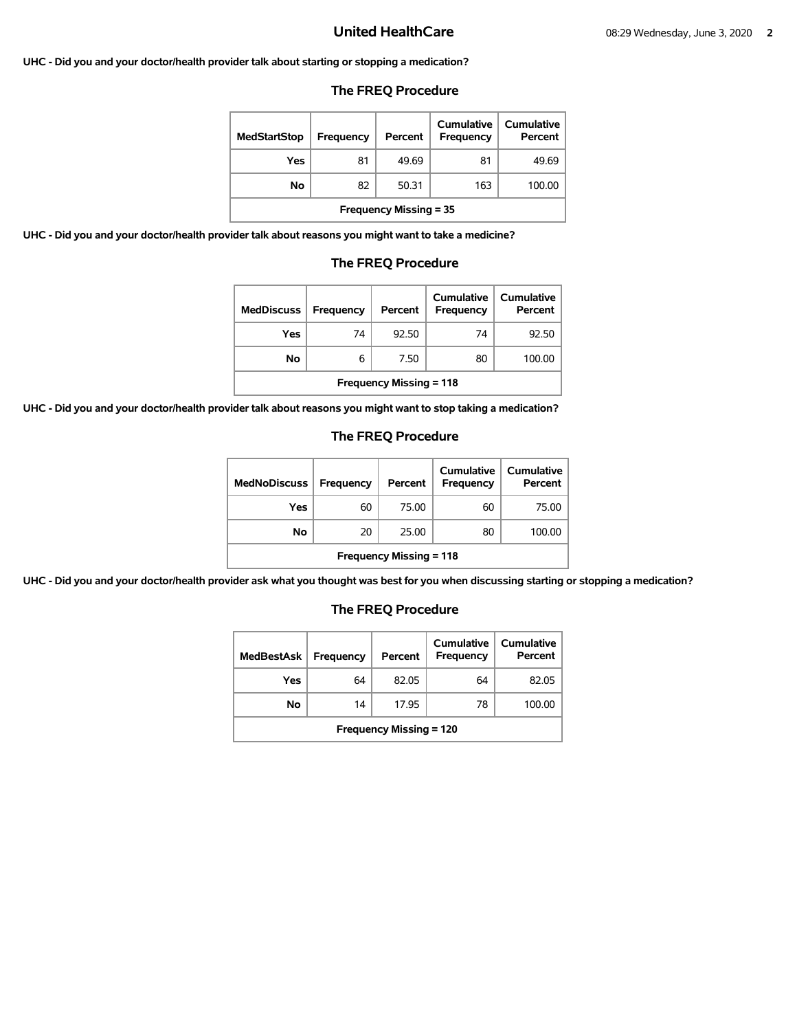**UHC - Did you and your doctor/health provider talk about starting or stopping a medication?**

## The FREQ Procedure

| MedStartStop | Frequency | Percent | Cumulative Frequency | Cumulative Percent |
|---|---|---|---|---|
| Yes | 81 | 49.69 | 81 | 49.69 |
| No | 82 | 50.31 | 163 | 100.00 |
| Frequency Missing = 35 | | | | |

**UHC - Did you and your doctor/health provider talk about reasons you might want to take a medicine?**

## The FREQ Procedure

| MedDiscuss | Frequency | Percent | Cumulative Frequency | Cumulative Percent |
|---|---|---|---|---|
| Yes | 74 | 92.50 | 74 | 92.50 |
| No | 6 | 7.50 | 80 | 100.00 |
| Frequency Missing = 118 | | | | |

**UHC - Did you and your doctor/health provider talk about reasons you might want to stop taking a medication?**

## The FREQ Procedure

| MedNoDiscuss | Frequency | Percent | Cumulative Frequency | Cumulative Percent |
|---|---|---|---|---|
| Yes | 60 | 75.00 | 60 | 75.00 |
| No | 20 | 25.00 | 80 | 100.00 |
| Frequency Missing = 118 | | | | |

**UHC - Did you and your doctor/health provider ask what you thought was best for you when discussing starting or stopping a medication?**

## The FREQ Procedure

| MedBestAsk | Frequency | Percent | Cumulative Frequency | Cumulative Percent |
|---|---|---|---|---|
| Yes | 64 | 82.05 | 64 | 82.05 |
| No | 14 | 17.95 | 78 | 100.00 |
| Frequency Missing = 120 | | | | |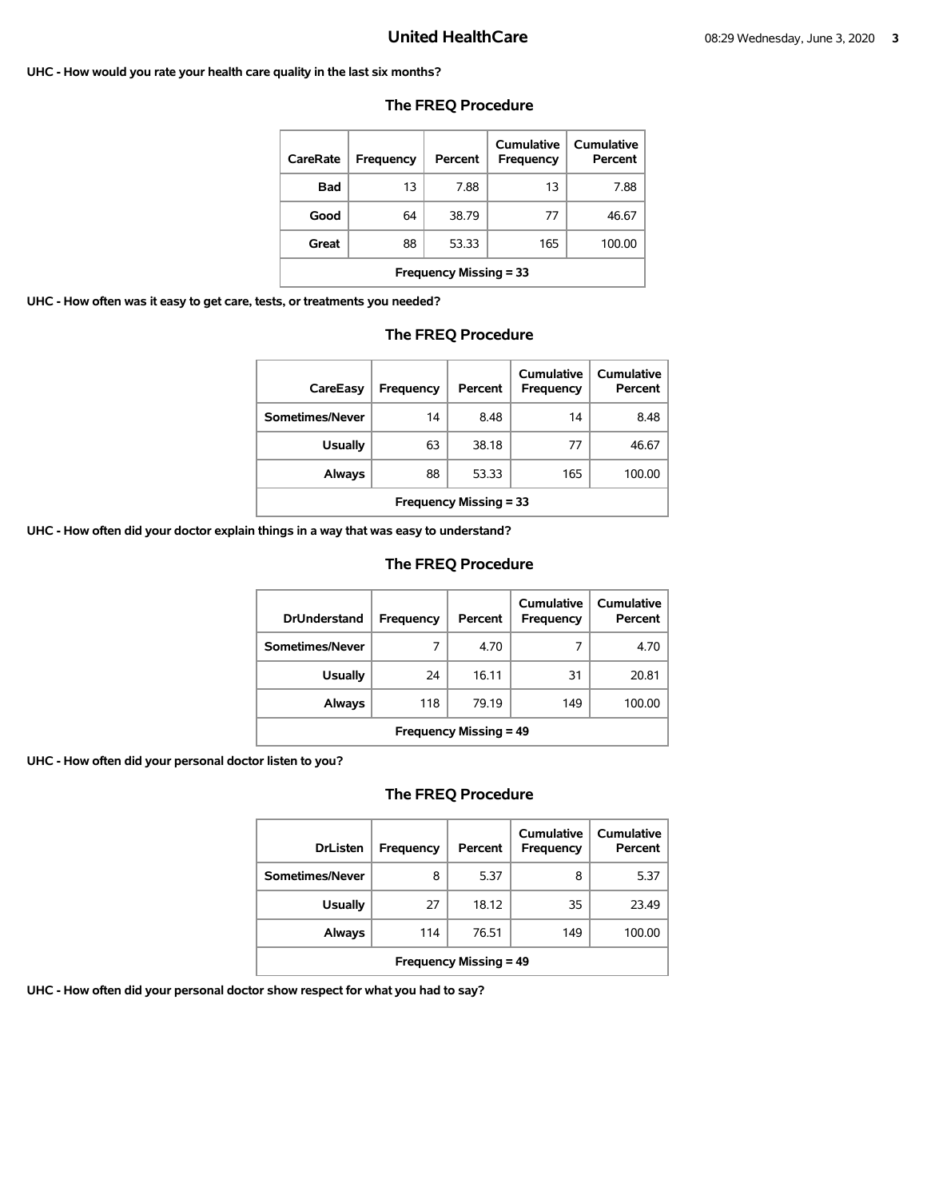**UHC - How would you rate your health care quality in the last six months?**

## The FREQ Procedure

| CareRate | Frequency | Percent | Cumulative Frequency | Cumulative Percent |
|---|---|---|---|---|
| Bad | 13 | 7.88 | 13 | 7.88 |
| Good | 64 | 38.79 | 77 | 46.67 |
| Great | 88 | 53.33 | 165 | 100.00 |
| Frequency Missing = 33 | | | | |

**UHC - How often was it easy to get care, tests, or treatments you needed?**

## The FREQ Procedure

| CareEasy | Frequency | Percent | Cumulative Frequency | Cumulative Percent |
|---|---|---|---|---|
| Sometimes/Never | 14 | 8.48 | 14 | 8.48 |
| Usually | 63 | 38.18 | 77 | 46.67 |
| Always | 88 | 53.33 | 165 | 100.00 |
| Frequency Missing = 33 | | | | |

**UHC - How often did your doctor explain things in a way that was easy to understand?**

## The FREQ Procedure

| DrUnderstand | Frequency | Percent | Cumulative Frequency | Cumulative Percent |
|---|---|---|---|---|
| Sometimes/Never | 7 | 4.70 | 7 | 4.70 |
| Usually | 24 | 16.11 | 31 | 20.81 |
| Always | 118 | 79.19 | 149 | 100.00 |
| Frequency Missing = 49 | | | | |

**UHC - How often did your personal doctor listen to you?**

## The FREQ Procedure

| DrListen | Frequency | Percent | Cumulative Frequency | Cumulative Percent |
|---|---|---|---|---|
| Sometimes/Never | 8 | 5.37 | 8 | 5.37 |
| Usually | 27 | 18.12 | 35 | 23.49 |
| Always | 114 | 76.51 | 149 | 100.00 |
| Frequency Missing = 49 | | | | |

**UHC - How often did your personal doctor show respect for what you had to say?**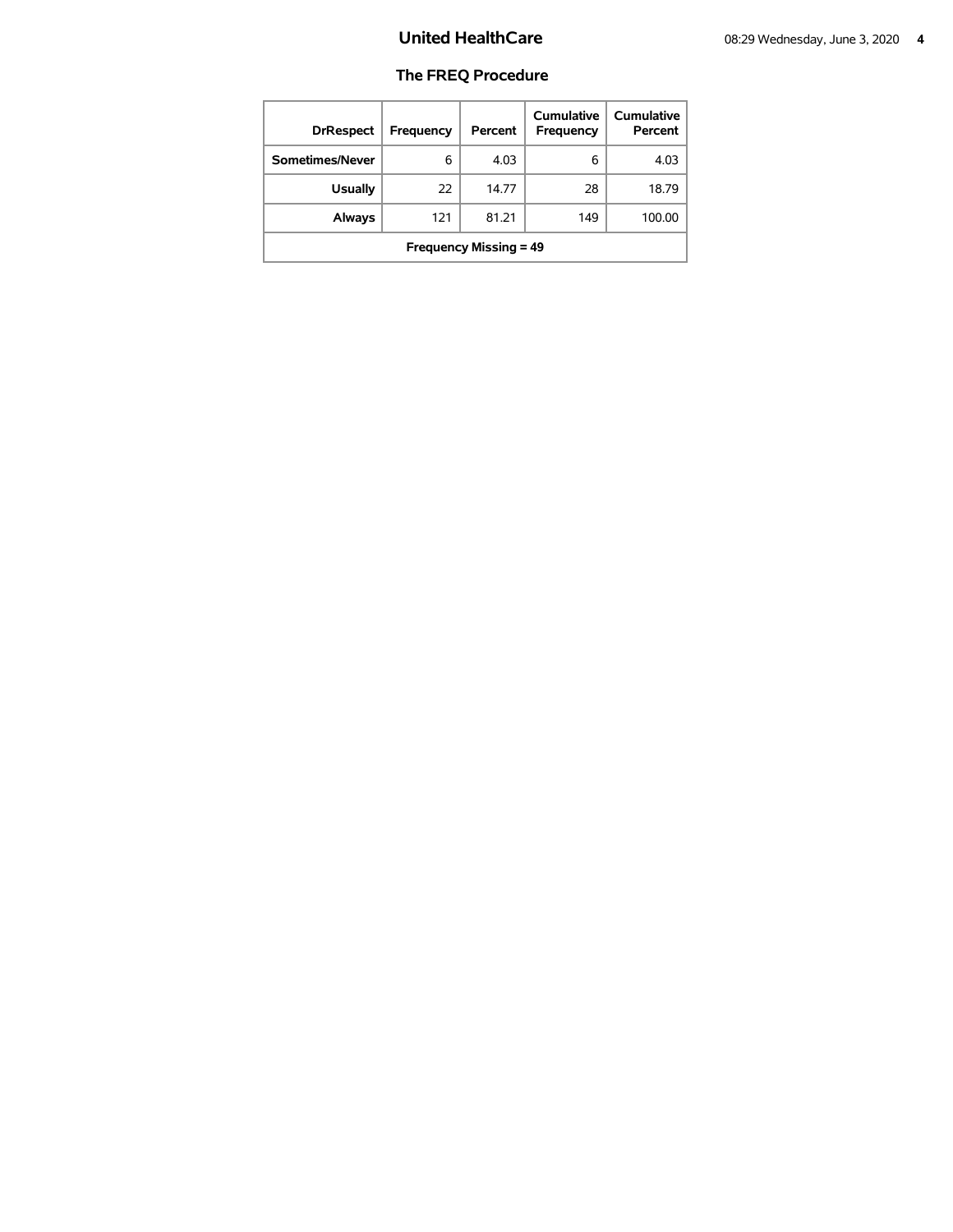# United HealthCare

## The FREQ Procedure

| DrRespect | Frequency | Percent | Cumulative Frequency | Cumulative Percent |
|---|---|---|---|---|
| Sometimes/Never | 6 | 4.03 | 6 | 4.03 |
| Usually | 22 | 14.77 | 28 | 18.79 |
| Always | 121 | 81.21 | 149 | 100.00 |
| Frequency Missing = 49 | | | | |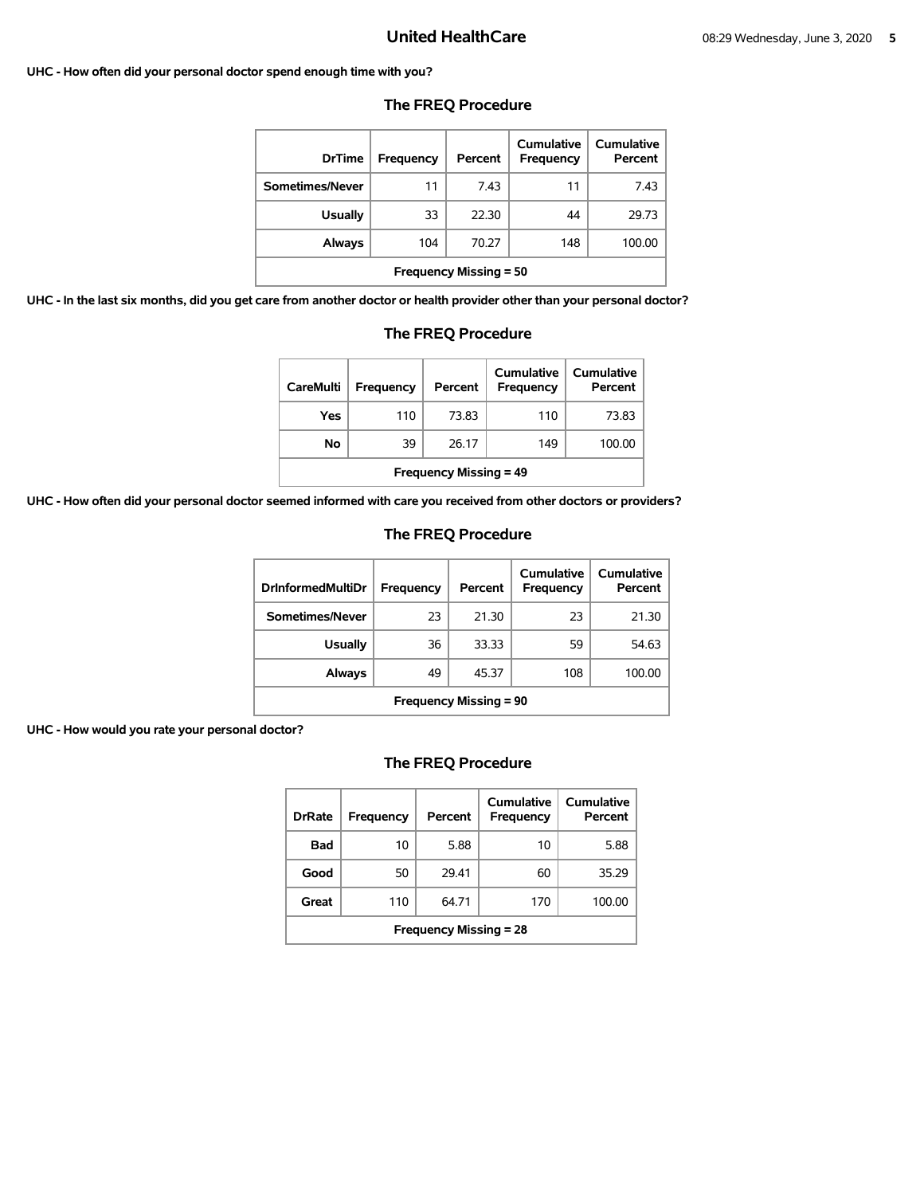**UHC - How often did your personal doctor spend enough time with you?**

### The FREQ Procedure

| DrTime | Frequency | Percent | Cumulative Frequency | Cumulative Percent |
|---|---|---|---|---|
| Sometimes/Never | 11 | 7.43 | 11 | 7.43 |
| Usually | 33 | 22.30 | 44 | 29.73 |
| Always | 104 | 70.27 | 148 | 100.00 |
| Frequency Missing = 50 | | | | |

**UHC - In the last six months, did you get care from another doctor or health provider other than your personal doctor?**

### The FREQ Procedure

| CareMulti | Frequency | Percent | Cumulative Frequency | Cumulative Percent |
|---|---|---|---|---|
| Yes | 110 | 73.83 | 110 | 73.83 |
| No | 39 | 26.17 | 149 | 100.00 |
| Frequency Missing = 49 | | | | |

**UHC - How often did your personal doctor seemed informed with care you received from other doctors or providers?**

### The FREQ Procedure

| DrInformedMultiDr | Frequency | Percent | Cumulative Frequency | Cumulative Percent |
|---|---|---|---|---|
| Sometimes/Never | 23 | 21.30 | 23 | 21.30 |
| Usually | 36 | 33.33 | 59 | 54.63 |
| Always | 49 | 45.37 | 108 | 100.00 |
| Frequency Missing = 90 | | | | |

**UHC - How would you rate your personal doctor?**

### The FREQ Procedure

| DrRate | Frequency | Percent | Cumulative Frequency | Cumulative Percent |
|---|---|---|---|---|
| Bad | 10 | 5.88 | 10 | 5.88 |
| Good | 50 | 29.41 | 60 | 35.29 |
| Great | 110 | 64.71 | 170 | 100.00 |
| Frequency Missing = 28 | | | | |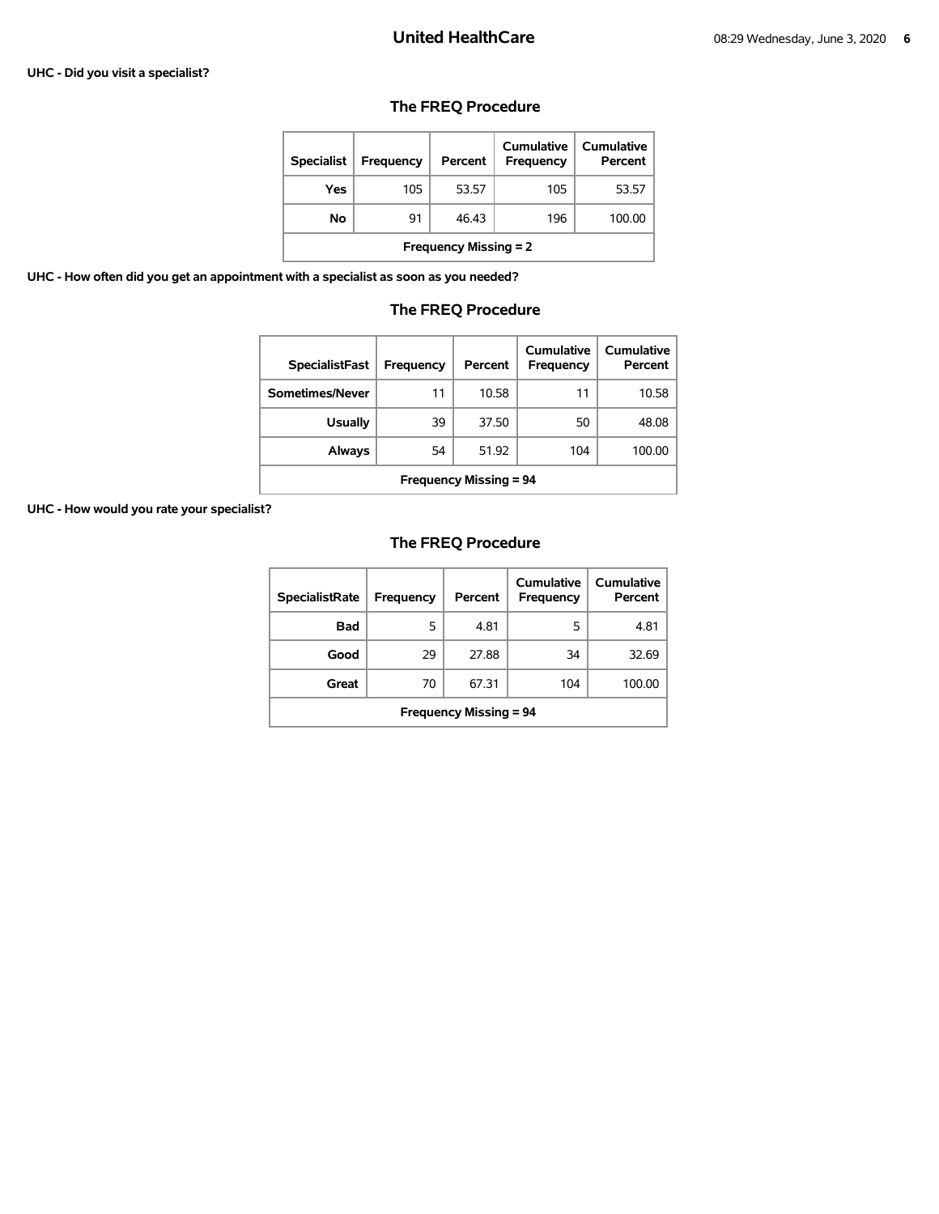**UHC - Did you visit a specialist?**

## The FREQ Procedure

| Specialist | Frequency | Percent | Cumulative Frequency | Cumulative Percent |
|---|---|---|---|---|
| Yes | 105 | 53.57 | 105 | 53.57 |
| No | 91 | 46.43 | 196 | 100.00 |
| Frequency Missing = 2 | | | | |

**UHC - How often did you get an appointment with a specialist as soon as you needed?**

## The FREQ Procedure

| SpecialistFast | Frequency | Percent | Cumulative Frequency | Cumulative Percent |
|---|---|---|---|---|
| Sometimes/Never | 11 | 10.58 | 11 | 10.58 |
| Usually | 39 | 37.50 | 50 | 48.08 |
| Always | 54 | 51.92 | 104 | 100.00 |
| Frequency Missing = 94 | | | | |

**UHC - How would you rate your specialist?**

## The FREQ Procedure

| SpecialistRate | Frequency | Percent | Cumulative Frequency | Cumulative Percent |
|---|---|---|---|---|
| Bad | 5 | 4.81 | 5 | 4.81 |
| Good | 29 | 27.88 | 34 | 32.69 |
| Great | 70 | 67.31 | 104 | 100.00 |
| Frequency Missing = 94 | | | | |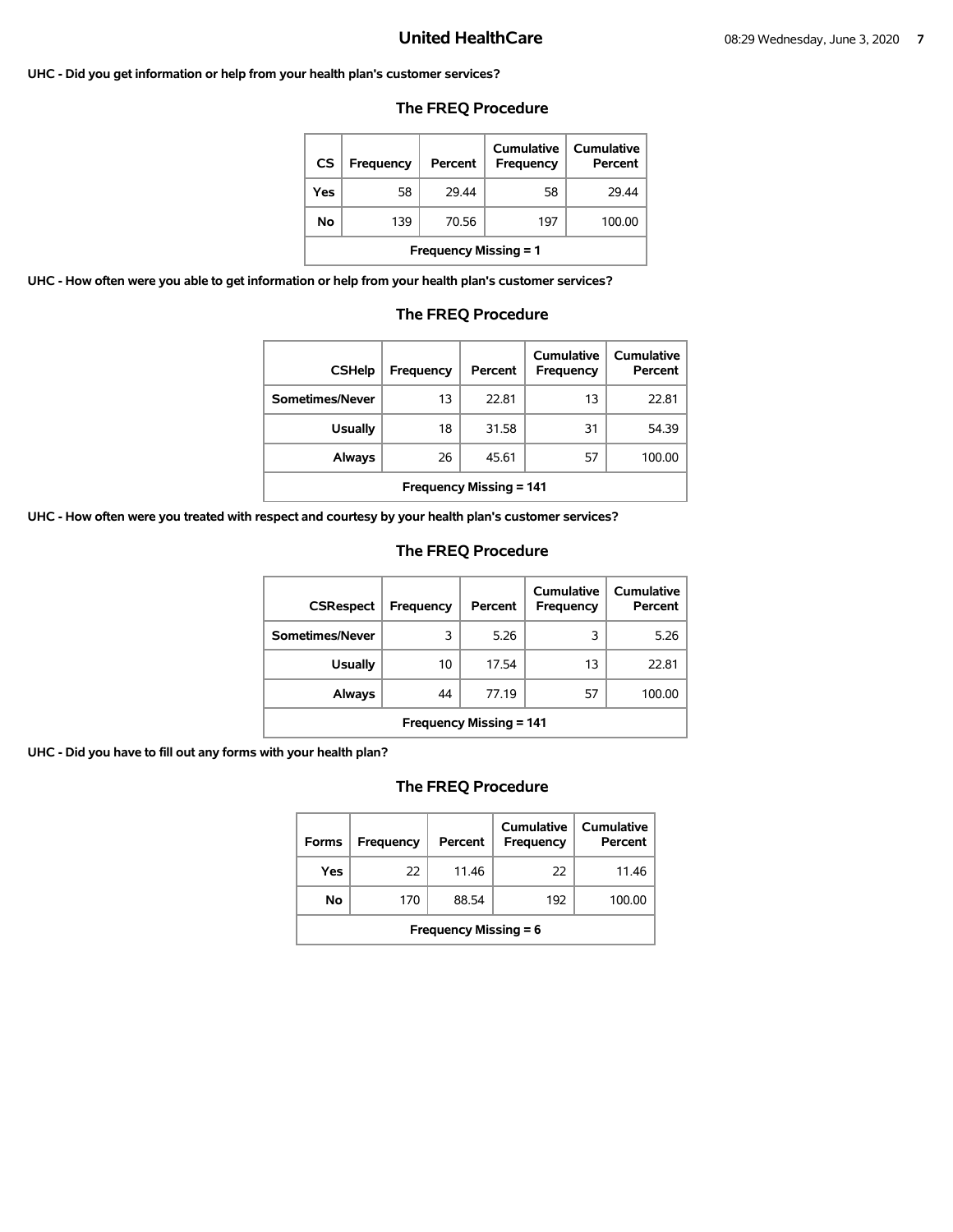**UHC - Did you get information or help from your health plan's customer services?**

### The FREQ Procedure

| CS | Frequency | Percent | Cumulative Frequency | Cumulative Percent |
|---|---|---|---|---|
| Yes | 58 | 29.44 | 58 | 29.44 |
| No | 139 | 70.56 | 197 | 100.00 |
| Frequency Missing = 1 | | | | |

**UHC - How often were you able to get information or help from your health plan's customer services?**

### The FREQ Procedure

| CSHelp | Frequency | Percent | Cumulative Frequency | Cumulative Percent |
|---|---|---|---|---|
| Sometimes/Never | 13 | 22.81 | 13 | 22.81 |
| Usually | 18 | 31.58 | 31 | 54.39 |
| Always | 26 | 45.61 | 57 | 100.00 |
| Frequency Missing = 141 | | | | |

**UHC - How often were you treated with respect and courtesy by your health plan's customer services?**

### The FREQ Procedure

| CSRespect | Frequency | Percent | Cumulative Frequency | Cumulative Percent |
|---|---|---|---|---|
| Sometimes/Never | 3 | 5.26 | 3 | 5.26 |
| Usually | 10 | 17.54 | 13 | 22.81 |
| Always | 44 | 77.19 | 57 | 100.00 |
| Frequency Missing = 141 | | | | |

**UHC - Did you have to fill out any forms with your health plan?**

### The FREQ Procedure

| Forms | Frequency | Percent | Cumulative Frequency | Cumulative Percent |
|---|---|---|---|---|
| Yes | 22 | 11.46 | 22 | 11.46 |
| No | 170 | 88.54 | 192 | 100.00 |
| Frequency Missing = 6 | | | | |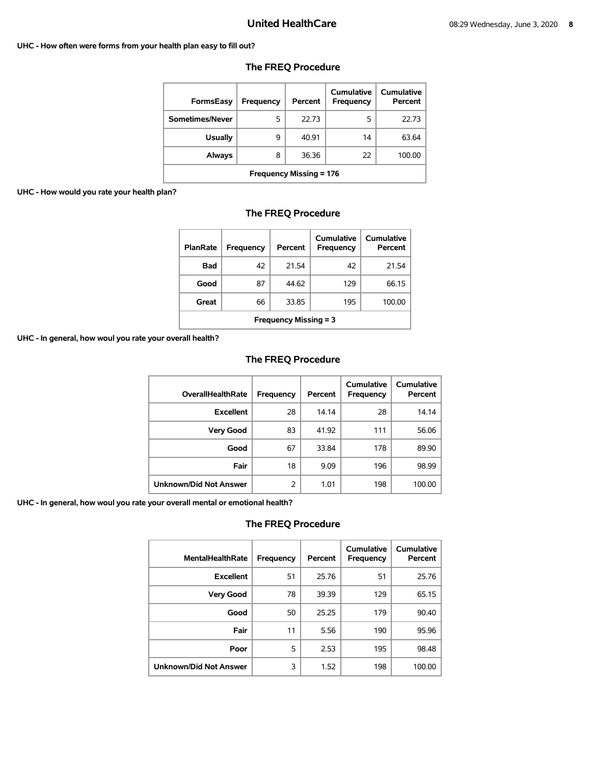**UHC - How often were forms from your health plan easy to fill out?**

## The FREQ Procedure

| FormsEasy | Frequency | Percent | Cumulative Frequency | Cumulative Percent |
|---|---|---|---|---|
| Sometimes/Never | 5 | 22.73 | 5 | 22.73 |
| Usually | 9 | 40.91 | 14 | 63.64 |
| Always | 8 | 36.36 | 22 | 100.00 |
| Frequency Missing = 176 | | | | |

**UHC - How would you rate your health plan?**

## The FREQ Procedure

| PlanRate | Frequency | Percent | Cumulative Frequency | Cumulative Percent |
|---|---|---|---|---|
| Bad | 42 | 21.54 | 42 | 21.54 |
| Good | 87 | 44.62 | 129 | 66.15 |
| Great | 66 | 33.85 | 195 | 100.00 |
| Frequency Missing = 3 | | | | |

**UHC - In general, how woul you rate your overall health?**

## The FREQ Procedure

| OverallHealthRate | Frequency | Percent | Cumulative Frequency | Cumulative Percent |
|---|---|---|---|---|
| Excellent | 28 | 14.14 | 28 | 14.14 |
| Very Good | 83 | 41.92 | 111 | 56.06 |
| Good | 67 | 33.84 | 178 | 89.90 |
| Fair | 18 | 9.09 | 196 | 98.99 |
| Unknown/Did Not Answer | 2 | 1.01 | 198 | 100.00 |

**UHC - In general, how woul you rate your overall mental or emotional health?**

## The FREQ Procedure

| MentalHealthRate | Frequency | Percent | Cumulative Frequency | Cumulative Percent |
|---|---|---|---|---|
| Excellent | 51 | 25.76 | 51 | 25.76 |
| Very Good | 78 | 39.39 | 129 | 65.15 |
| Good | 50 | 25.25 | 179 | 90.40 |
| Fair | 11 | 5.56 | 190 | 95.96 |
| Poor | 5 | 2.53 | 195 | 98.48 |
| Unknown/Did Not Answer | 3 | 1.52 | 198 | 100.00 |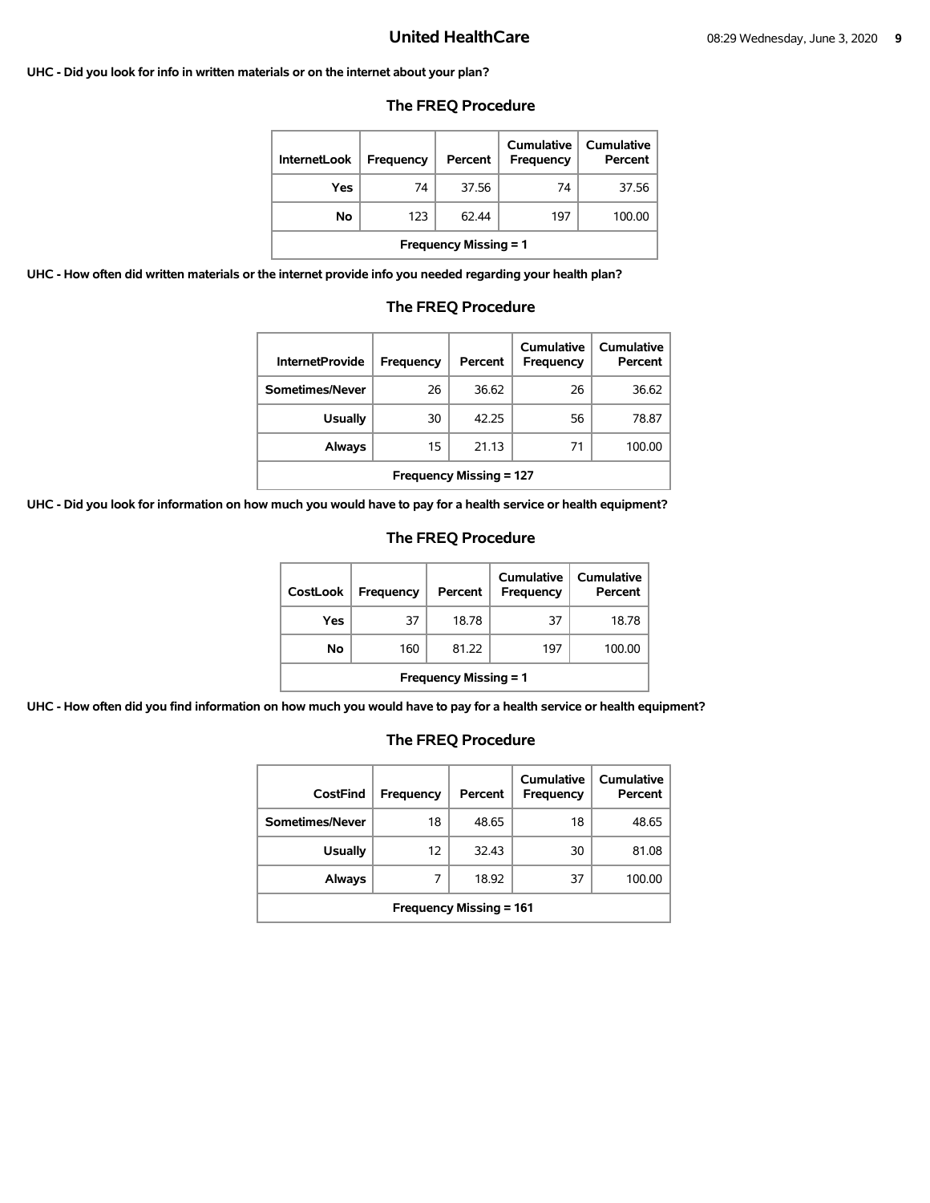**UHC - Did you look for info in written materials or on the internet about your plan?**

## The FREQ Procedure

| InternetLook | Frequency | Percent | Cumulative Frequency | Cumulative Percent |
|---|---|---|---|---|
| Yes | 74 | 37.56 | 74 | 37.56 |
| No | 123 | 62.44 | 197 | 100.00 |
| Frequency Missing = 1 | | | | |

**UHC - How often did written materials or the internet provide info you needed regarding your health plan?**

## The FREQ Procedure

| InternetProvide | Frequency | Percent | Cumulative Frequency | Cumulative Percent |
|---|---|---|---|---|
| Sometimes/Never | 26 | 36.62 | 26 | 36.62 |
| Usually | 30 | 42.25 | 56 | 78.87 |
| Always | 15 | 21.13 | 71 | 100.00 |
| Frequency Missing = 127 | | | | |

**UHC - Did you look for information on how much you would have to pay for a health service or health equipment?**

## The FREQ Procedure

| CostLook | Frequency | Percent | Cumulative Frequency | Cumulative Percent |
|---|---|---|---|---|
| Yes | 37 | 18.78 | 37 | 18.78 |
| No | 160 | 81.22 | 197 | 100.00 |
| Frequency Missing = 1 | | | | |

**UHC - How often did you find information on how much you would have to pay for a health service or health equipment?**

## The FREQ Procedure

| CostFind | Frequency | Percent | Cumulative Frequency | Cumulative Percent |
|---|---|---|---|---|
| Sometimes/Never | 18 | 48.65 | 18 | 48.65 |
| Usually | 12 | 32.43 | 30 | 81.08 |
| Always | 7 | 18.92 | 37 | 100.00 |
| Frequency Missing = 161 | | | | |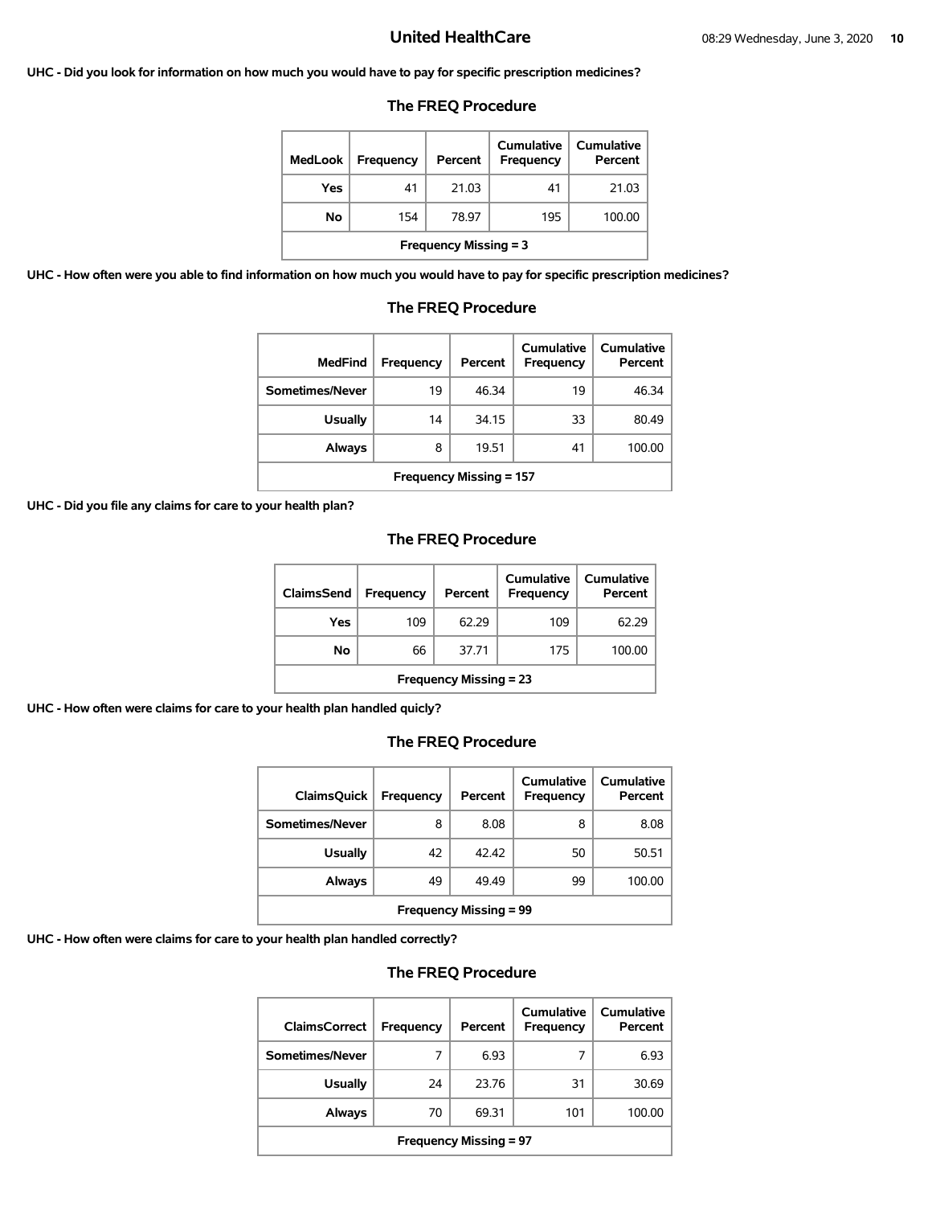**UHC - Did you look for information on how much you would have to pay for specific prescription medicines?**

### The FREQ Procedure

| MedLook | Frequency | Percent | Cumulative Frequency | Cumulative Percent |
|---|---|---|---|---|
| Yes | 41 | 21.03 | 41 | 21.03 |
| No | 154 | 78.97 | 195 | 100.00 |
| Frequency Missing = 3 | | | | |

**UHC - How often were you able to find information on how much you would have to pay for specific prescription medicines?**

### The FREQ Procedure

| MedFind | Frequency | Percent | Cumulative Frequency | Cumulative Percent |
|---|---|---|---|---|
| Sometimes/Never | 19 | 46.34 | 19 | 46.34 |
| Usually | 14 | 34.15 | 33 | 80.49 |
| Always | 8 | 19.51 | 41 | 100.00 |
| Frequency Missing = 157 | | | | |

**UHC - Did you file any claims for care to your health plan?**

### The FREQ Procedure

| ClaimsSend | Frequency | Percent | Cumulative Frequency | Cumulative Percent |
|---|---|---|---|---|
| Yes | 109 | 62.29 | 109 | 62.29 |
| No | 66 | 37.71 | 175 | 100.00 |
| Frequency Missing = 23 | | | | |

**UHC - How often were claims for care to your health plan handled quicly?**

### The FREQ Procedure

| ClaimsQuick | Frequency | Percent | Cumulative Frequency | Cumulative Percent |
|---|---|---|---|---|
| Sometimes/Never | 8 | 8.08 | 8 | 8.08 |
| Usually | 42 | 42.42 | 50 | 50.51 |
| Always | 49 | 49.49 | 99 | 100.00 |
| Frequency Missing = 99 | | | | |

**UHC - How often were claims for care to your health plan handled correctly?**

### The FREQ Procedure

| ClaimsCorrect | Frequency | Percent | Cumulative Frequency | Cumulative Percent |
|---|---|---|---|---|
| Sometimes/Never | 7 | 6.93 | 7 | 6.93 |
| Usually | 24 | 23.76 | 31 | 30.69 |
| Always | 70 | 69.31 | 101 | 100.00 |
| Frequency Missing = 97 | | | | |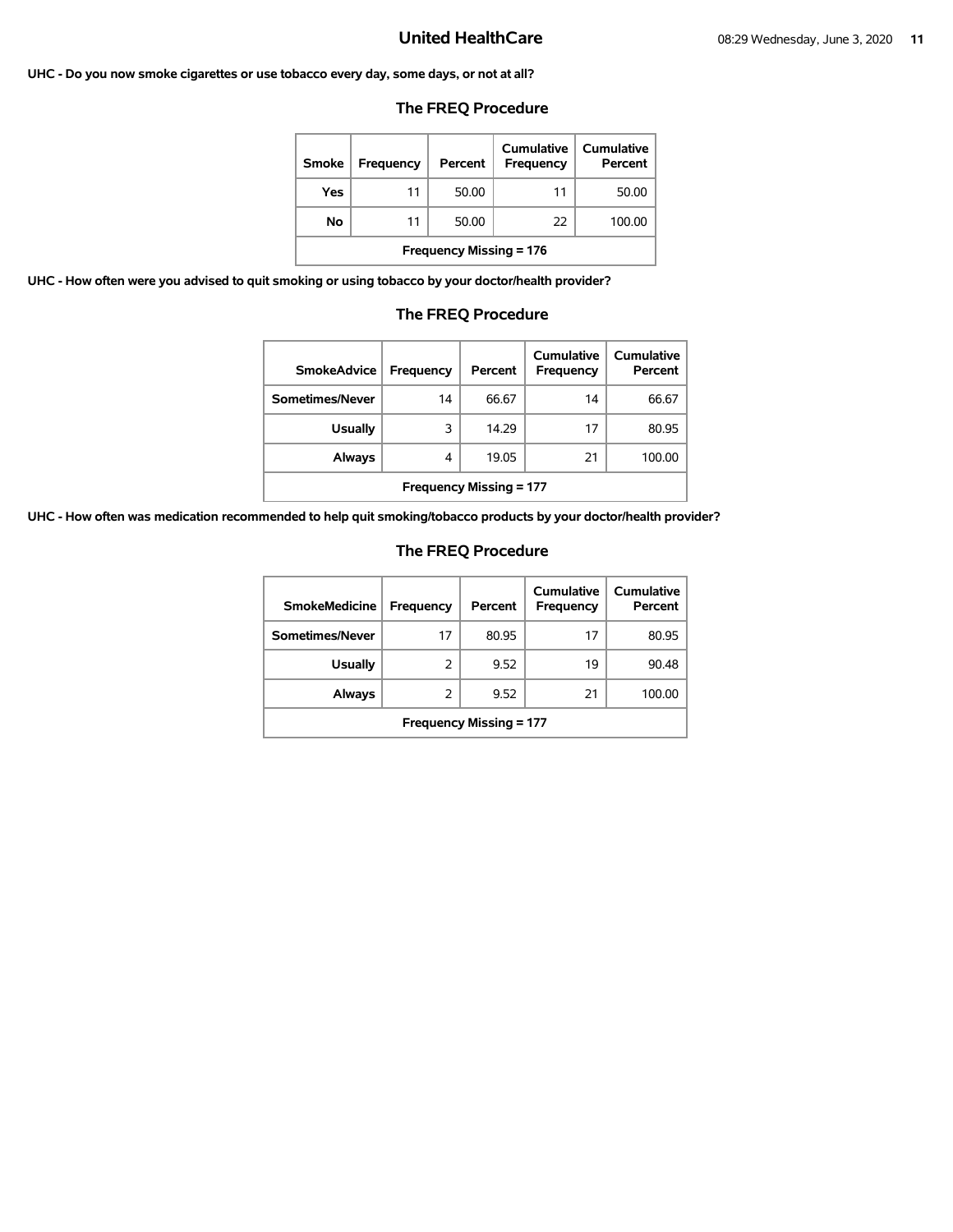**UHC - Do you now smoke cigarettes or use tobacco every day, some days, or not at all?**

## The FREQ Procedure

| Smoke | Frequency | Percent | Cumulative Frequency | Cumulative Percent |
|---|---|---|---|---|
| Yes | 11 | 50.00 | 11 | 50.00 |
| No | 11 | 50.00 | 22 | 100.00 |
| Frequency Missing = 176 | | | | |

**UHC - How often were you advised to quit smoking or using tobacco by your doctor/health provider?**

## The FREQ Procedure

| SmokeAdvice | Frequency | Percent | Cumulative Frequency | Cumulative Percent |
|---|---|---|---|---|
| Sometimes/Never | 14 | 66.67 | 14 | 66.67 |
| Usually | 3 | 14.29 | 17 | 80.95 |
| Always | 4 | 19.05 | 21 | 100.00 |
| Frequency Missing = 177 | | | | |

**UHC - How often was medication recommended to help quit smoking/tobacco products by your doctor/health provider?**

## The FREQ Procedure

| SmokeMedicine | Frequency | Percent | Cumulative Frequency | Cumulative Percent |
|---|---|---|---|---|
| Sometimes/Never | 17 | 80.95 | 17 | 80.95 |
| Usually | 2 | 9.52 | 19 | 90.48 |
| Always | 2 | 9.52 | 21 | 100.00 |
| Frequency Missing = 177 | | | | |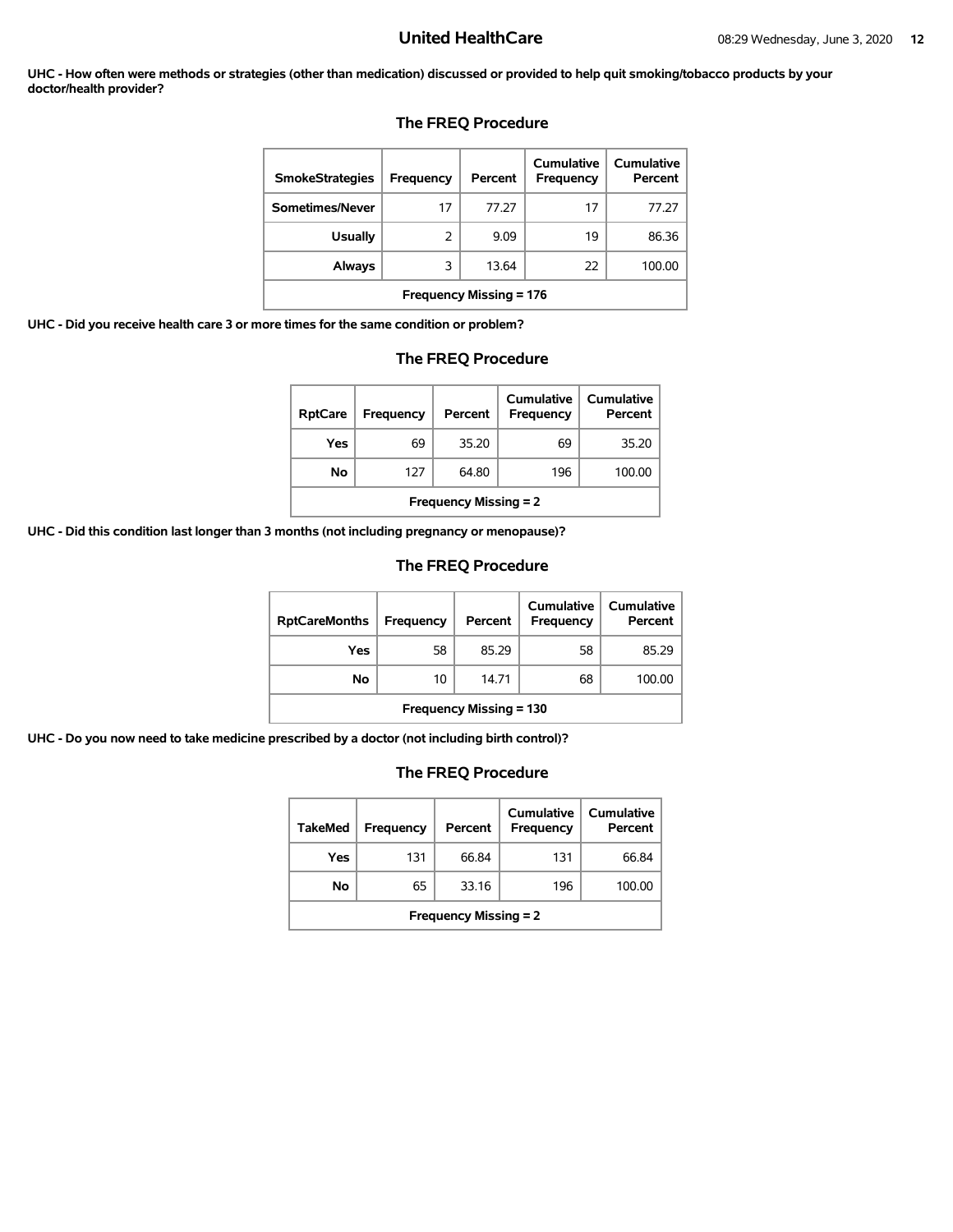**UHC - How often were methods or strategies (other than medication) discussed or provided to help quit smoking/tobacco products by your doctor/health provider?**

## The FREQ Procedure

| SmokeStrategies | Frequency | Percent | Cumulative Frequency | Cumulative Percent |
|---|---|---|---|---|
| Sometimes/Never | 17 | 77.27 | 17 | 77.27 |
| Usually | 2 | 9.09 | 19 | 86.36 |
| Always | 3 | 13.64 | 22 | 100.00 |
| Frequency Missing = 176 | | | | |

**UHC - Did you receive health care 3 or more times for the same condition or problem?**

## The FREQ Procedure

| RptCare | Frequency | Percent | Cumulative Frequency | Cumulative Percent |
|---|---|---|---|---|
| Yes | 69 | 35.20 | 69 | 35.20 |
| No | 127 | 64.80 | 196 | 100.00 |
| Frequency Missing = 2 | | | | |

**UHC - Did this condition last longer than 3 months (not including pregnancy or menopause)?**

## The FREQ Procedure

| RptCareMonths | Frequency | Percent | Cumulative Frequency | Cumulative Percent |
|---|---|---|---|---|
| Yes | 58 | 85.29 | 58 | 85.29 |
| No | 10 | 14.71 | 68 | 100.00 |
| Frequency Missing = 130 | | | | |

**UHC - Do you now need to take medicine prescribed by a doctor (not including birth control)?**

## The FREQ Procedure

| TakeMed | Frequency | Percent | Cumulative Frequency | Cumulative Percent |
|---|---|---|---|---|
| Yes | 131 | 66.84 | 131 | 66.84 |
| No | 65 | 33.16 | 196 | 100.00 |
| Frequency Missing = 2 | | | | |